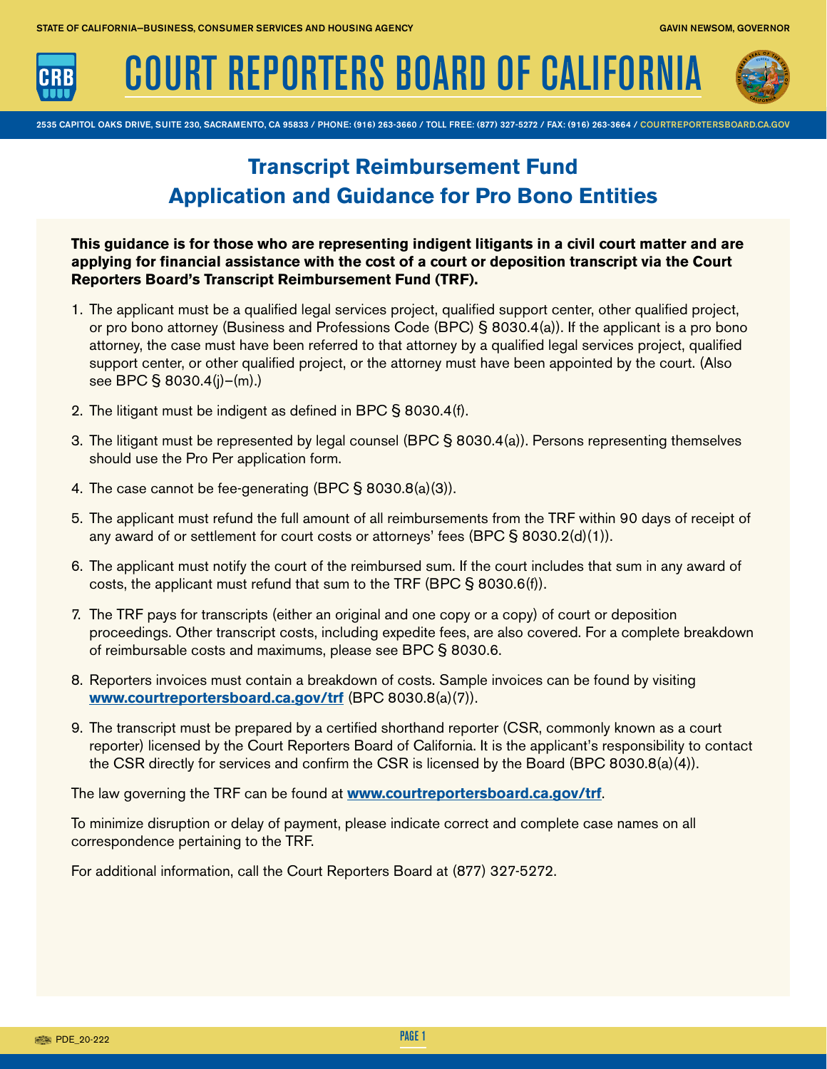STATE OF CALIFORNIA—BUSINESS, CONSUMER SERVICES AND HOUSING AGENCY

GAVIN NEWSOM, GOVERNOR

# COURT REPORTERS BOARD OF CALIFORNIA

2535 CAPITOL OAKS DRIVE, SUITE 230, SACRAMENTO, CA 95833 / PHONE: (916) 263-3660 / TOLL FREE: (877) 327-5272 / FAX: (916) 263-3664 / COURTREPORTERSBOARD.CA.GOV

## Transcript Reimbursement Fund
## Application and Guidance for Pro Bono Entities

**This guidance is for those who are representing indigent litigants in a civil court matter and are applying for financial assistance with the cost of a court or deposition transcript via the Court Reporters Board's Transcript Reimbursement Fund (TRF).**

1. The applicant must be a qualified legal services project, qualified support center, other qualified project, or pro bono attorney (Business and Professions Code (BPC) § 8030.4(a)). If the applicant is a pro bono attorney, the case must have been referred to that attorney by a qualified legal services project, qualified support center, or other qualified project, or the attorney must have been appointed by the court. (Also see BPC § 8030.4(j)–(m).)
2. The litigant must be indigent as defined in BPC § 8030.4(f).
3. The litigant must be represented by legal counsel (BPC § 8030.4(a)). Persons representing themselves should use the Pro Per application form.
4. The case cannot be fee-generating (BPC § 8030.8(a)(3)).
5. The applicant must refund the full amount of all reimbursements from the TRF within 90 days of receipt of any award of or settlement for court costs or attorneys' fees (BPC § 8030.2(d)(1)).
6. The applicant must notify the court of the reimbursed sum. If the court includes that sum in any award of costs, the applicant must refund that sum to the TRF (BPC § 8030.6(f)).
7. The TRF pays for transcripts (either an original and one copy or a copy) of court or deposition proceedings. Other transcript costs, including expedite fees, are also covered. For a complete breakdown of reimbursable costs and maximums, please see BPC § 8030.6.
8. Reporters invoices must contain a breakdown of costs. Sample invoices can be found by visiting **www.courtreportersboard.ca.gov/trf** (BPC 8030.8(a)(7)).
9. The transcript must be prepared by a certified shorthand reporter (CSR, commonly known as a court reporter) licensed by the Court Reporters Board of California. It is the applicant's responsibility to contact the CSR directly for services and confirm the CSR is licensed by the Board (BPC 8030.8(a)(4)).

The law governing the TRF can be found at **www.courtreportersboard.ca.gov/trf**.

To minimize disruption or delay of payment, please indicate correct and complete case names on all correspondence pertaining to the TRF.

For additional information, call the Court Reporters Board at (877) 327-5272.

PDE_20-222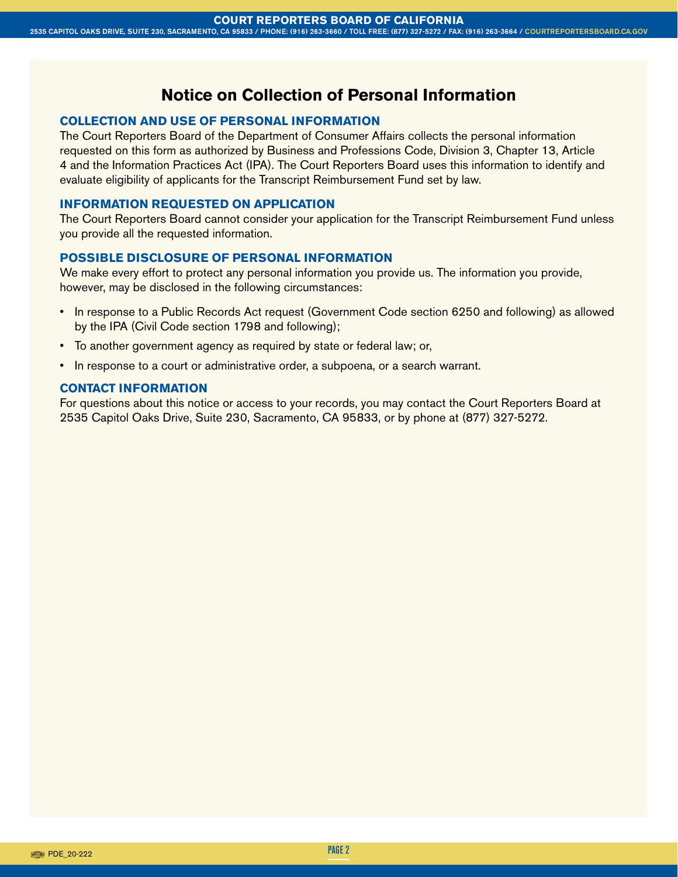# Notice on Collection of Personal Information

## COLLECTION AND USE OF PERSONAL INFORMATION

The Court Reporters Board of the Department of Consumer Affairs collects the personal information requested on this form as authorized by Business and Professions Code, Division 3, Chapter 13, Article 4 and the Information Practices Act (IPA). The Court Reporters Board uses this information to identify and evaluate eligibility of applicants for the Transcript Reimbursement Fund set by law.

## INFORMATION REQUESTED ON APPLICATION

The Court Reporters Board cannot consider your application for the Transcript Reimbursement Fund unless you provide all the requested information.

## POSSIBLE DISCLOSURE OF PERSONAL INFORMATION

We make every effort to protect any personal information you provide us. The information you provide, however, may be disclosed in the following circumstances:

- In response to a Public Records Act request (Government Code section 6250 and following) as allowed by the IPA (Civil Code section 1798 and following);
- To another government agency as required by state or federal law; or,
- In response to a court or administrative order, a subpoena, or a search warrant.

## CONTACT INFORMATION

For questions about this notice or access to your records, you may contact the Court Reporters Board at 2535 Capitol Oaks Drive, Suite 230, Sacramento, CA 95833, or by phone at (877) 327-5272.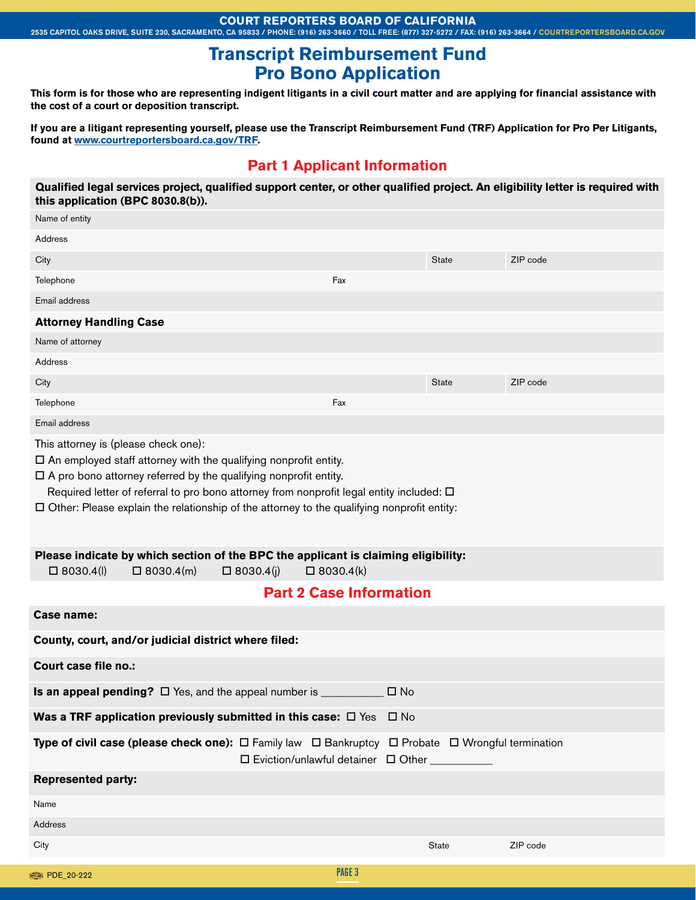# Transcript Reimbursement Fund Pro Bono Application

**This form is for those who are representing indigent litigants in a civil court matter and are applying for financial assistance with the cost of a court or deposition transcript.**

**If you are a litigant representing yourself, please use the Transcript Reimbursement Fund (TRF) Application for Pro Per Litigants, found at [www.courtreportersboard.ca.gov/TRF](www.courtreportersboard.ca.gov/TRF).**

## Part 1 Applicant Information

**Qualified legal services project, qualified support center, or other qualified project. An eligibility letter is required with this application (BPC 8030.8(b)).**

Name of entity

Address

| City | State | ZIP code |
|---|---|---|

| Telephone | Fax |
|---|---|

Email address

**Attorney Handling Case**

Name of attorney

Address

| City | State | ZIP code |
|---|---|---|

| Telephone | Fax |
|---|---|

Email address

This attorney is (please check one):

☐ An employed staff attorney with the qualifying nonprofit entity.

☐ A pro bono attorney referred by the qualifying nonprofit entity.

Required letter of referral to pro bono attorney from nonprofit legal entity included: ☐

☐ Other: Please explain the relationship of the attorney to the qualifying nonprofit entity:

**Please indicate by which section of the BPC the applicant is claiming eligibility:**

☐ 8030.4(l) ☐ 8030.4(m) ☐ 8030.4(j) ☐ 8030.4(k)

## Part 2 Case Information

**Case name:**

**County, court, and/or judicial district where filed:**

**Court case file no.:**

**Is an appeal pending?** ☐ Yes, and the appeal number is __________ ☐ No

**Was a TRF application previously submitted in this case:** ☐ Yes ☐ No

**Type of civil case (please check one):** ☐ Family law ☐ Bankruptcy ☐ Probate ☐ Wrongful termination ☐ Eviction/unlawful detainer ☐ Other __________

**Represented party:**

Name

Address

| City | State | ZIP code |
|---|---|---|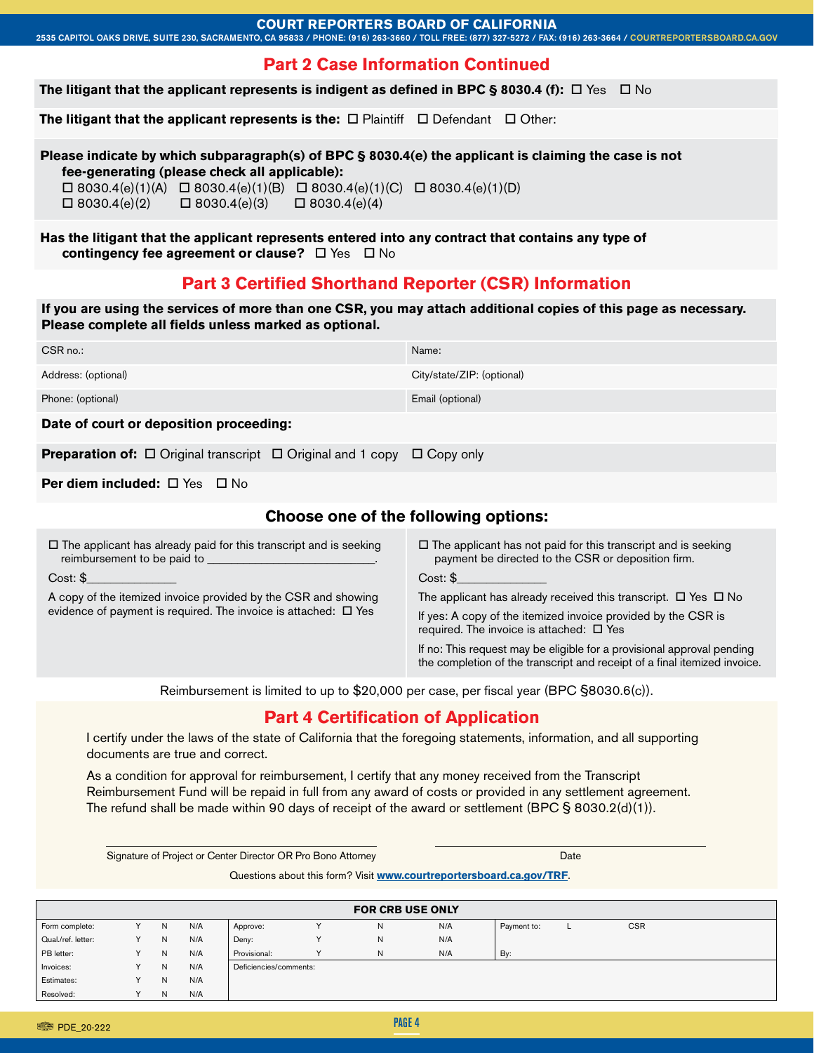**COURT REPORTERS BOARD OF CALIFORNIA**
2535 CAPITOL OAKS DRIVE, SUITE 230, SACRAMENTO, CA 95833 / PHONE: (916) 263-3660 / TOLL FREE: (877) 327-5272 / FAX: (916) 263-3664 / COURTREPORTERSBOARD.CA.GOV

## Part 2 Case Information Continued

**The litigant that the applicant represents is indigent as defined in BPC § 8030.4 (f):** ☐ Yes ☐ No

**The litigant that the applicant represents is the:** ☐ Plaintiff ☐ Defendant ☐ Other:

**Please indicate by which subparagraph(s) of BPC § 8030.4(e) the applicant is claiming the case is not fee-generating (please check all applicable):**
☐ 8030.4(e)(1)(A) ☐ 8030.4(e)(1)(B) ☐ 8030.4(e)(1)(C) ☐ 8030.4(e)(1)(D)
☐ 8030.4(e)(2) ☐ 8030.4(e)(3) ☐ 8030.4(e)(4)

**Has the litigant that the applicant represents entered into any contract that contains any type of contingency fee agreement or clause?** ☐ Yes ☐ No

## Part 3 Certified Shorthand Reporter (CSR) Information

**If you are using the services of more than one CSR, you may attach additional copies of this page as necessary. Please complete all fields unless marked as optional.**

| | |
|---|---|
| CSR no.: | Name: |
| Address: (optional) | City/state/ZIP: (optional) |
| Phone: (optional) | Email (optional) |

**Date of court or deposition proceeding:**

**Preparation of:** ☐ Original transcript ☐ Original and 1 copy ☐ Copy only

**Per diem included:** ☐ Yes ☐ No

### Choose one of the following options:

☐ The applicant has already paid for this transcript and is seeking reimbursement to be paid to ________________________.

Cost: $____________

A copy of the itemized invoice provided by the CSR and showing evidence of payment is required. The invoice is attached: ☐ Yes

☐ The applicant has not paid for this transcript and is seeking payment be directed to the CSR or deposition firm.

Cost: $____________

The applicant has already received this transcript. ☐ Yes ☐ No

If yes: A copy of the itemized invoice provided by the CSR is required. The invoice is attached: ☐ Yes

If no: This request may be eligible for a provisional approval pending the completion of the transcript and receipt of a final itemized invoice.

Reimbursement is limited to up to $20,000 per case, per fiscal year (BPC §8030.6(c)).

## Part 4 Certification of Application

I certify under the laws of the state of California that the foregoing statements, information, and all supporting documents are true and correct.

As a condition for approval for reimbursement, I certify that any money received from the Transcript Reimbursement Fund will be repaid in full from any award of costs or provided in any settlement agreement. The refund shall be made within 90 days of receipt of the award or settlement (BPC § 8030.2(d)(1)).

_______________________________ _______________________________
Signature of Project or Center Director OR Pro Bono Attorney Date

Questions about this form? Visit www.courtreportersboard.ca.gov/TRF.

| FOR CRB USE ONLY | | | | | | | | | |
|---|---|---|---|---|---|---|---|---|---|
| Form complete: | Y | N | N/A | Approve: | Y | N | N/A | Payment to: | L CSR |
| Qual./ref. letter: | Y | N | N/A | Deny: | Y | N | N/A | | |
| PB letter: | Y | N | N/A | Provisional: | Y | N | N/A | By: | |
| Invoices: | Y | N | N/A | Deficiencies/comments: | | | | | |
| Estimates: | Y | N | N/A | | | | | | |
| Resolved: | Y | N | N/A | | | | | | |

PDE_20-222